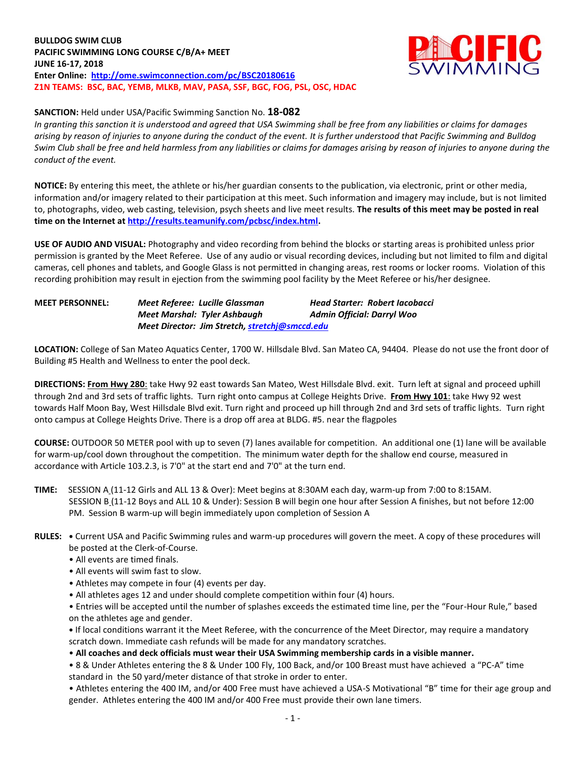**BULLDOG SWIM CLUB**
**PACIFIC SWIMMING LONG COURSE C/B/A+ MEET**
**JUNE 16-17, 2018**
**Enter Online: http://ome.swimconnection.com/pc/BSC20180616**
**Z1N TEAMS: BSC, BAC, YEMB, MLKB, MAV, PASA, SSF, BGC, FOG, PSL, OSC, HDAC**

**SANCTION:** Held under USA/Pacific Swimming Sanction No. **18-082**
*In granting this sanction it is understood and agreed that USA Swimming shall be free from any liabilities or claims for damages arising by reason of injuries to anyone during the conduct of the event. It is further understood that Pacific Swimming and Bulldog Swim Club shall be free and held harmless from any liabilities or claims for damages arising by reason of injuries to anyone during the conduct of the event.*

**NOTICE:** By entering this meet, the athlete or his/her guardian consents to the publication, via electronic, print or other media, information and/or imagery related to their participation at this meet. Such information and imagery may include, but is not limited to, photographs, video, web casting, television, psych sheets and live meet results. **The results of this meet may be posted in real time on the Internet at http://results.teamunify.com/pcbsc/index.html.**

**USE OF AUDIO AND VISUAL:** Photography and video recording from behind the blocks or starting areas is prohibited unless prior permission is granted by the Meet Referee. Use of any audio or visual recording devices, including but not limited to film and digital cameras, cell phones and tablets, and Google Glass is not permitted in changing areas, rest rooms or locker rooms. Violation of this recording prohibition may result in ejection from the swimming pool facility by the Meet Referee or his/her designee.

**MEET PERSONNEL:**
*Meet Referee: Lucille Glassman*
*Head Starter: Robert Iacobacci*
*Meet Marshal: Tyler Ashbaugh*
*Admin Official: Darryl Woo*
*Meet Director: Jim Stretch, stretchj@smccd.edu*

**LOCATION:** College of San Mateo Aquatics Center, 1700 W. Hillsdale Blvd. San Mateo CA, 94404. Please do not use the front door of Building #5 Health and Wellness to enter the pool deck.

**DIRECTIONS:** **From Hwy 280**: take Hwy 92 east towards San Mateo, West Hillsdale Blvd. exit. Turn left at signal and proceed uphill through 2nd and 3rd sets of traffic lights. Turn right onto campus at College Heights Drive. **From Hwy 101**: take Hwy 92 west towards Half Moon Bay, West Hillsdale Blvd exit. Turn right and proceed up hill through 2nd and 3rd sets of traffic lights. Turn right onto campus at College Heights Drive. There is a drop off area at BLDG. #5. near the flagpoles

**COURSE:** OUTDOOR 50 METER pool with up to seven (7) lanes available for competition. An additional one (1) lane will be available for warm-up/cool down throughout the competition. The minimum water depth for the shallow end course, measured in accordance with Article 103.2.3, is 7'0" at the start end and 7'0" at the turn end.

**TIME:** SESSION A (11-12 Girls and ALL 13 & Over): Meet begins at 8:30AM each day, warm-up from 7:00 to 8:15AM.
SESSION B (11-12 Boys and ALL 10 & Under): Session B will begin one hour after Session A finishes, but not before 12:00 PM. Session B warm-up will begin immediately upon completion of Session A

**RULES:**
- Current USA and Pacific Swimming rules and warm-up procedures will govern the meet. A copy of these procedures will be posted at the Clerk-of-Course.
- All events are timed finals.
- All events will swim fast to slow.
- Athletes may compete in four (4) events per day.
- All athletes ages 12 and under should complete competition within four (4) hours.
- Entries will be accepted until the number of splashes exceeds the estimated time line, per the "Four-Hour Rule," based on the athletes age and gender.
- If local conditions warrant it the Meet Referee, with the concurrence of the Meet Director, may require a mandatory scratch down. Immediate cash refunds will be made for any mandatory scratches.
- **All coaches and deck officials must wear their USA Swimming membership cards in a visible manner.**
- 8 & Under Athletes entering the 8 & Under 100 Fly, 100 Back, and/or 100 Breast must have achieved a "PC-A" time standard in the 50 yard/meter distance of that stroke in order to enter.
- Athletes entering the 400 IM, and/or 400 Free must have achieved a USA-S Motivational "B" time for their age group and gender. Athletes entering the 400 IM and/or 400 Free must provide their own lane timers.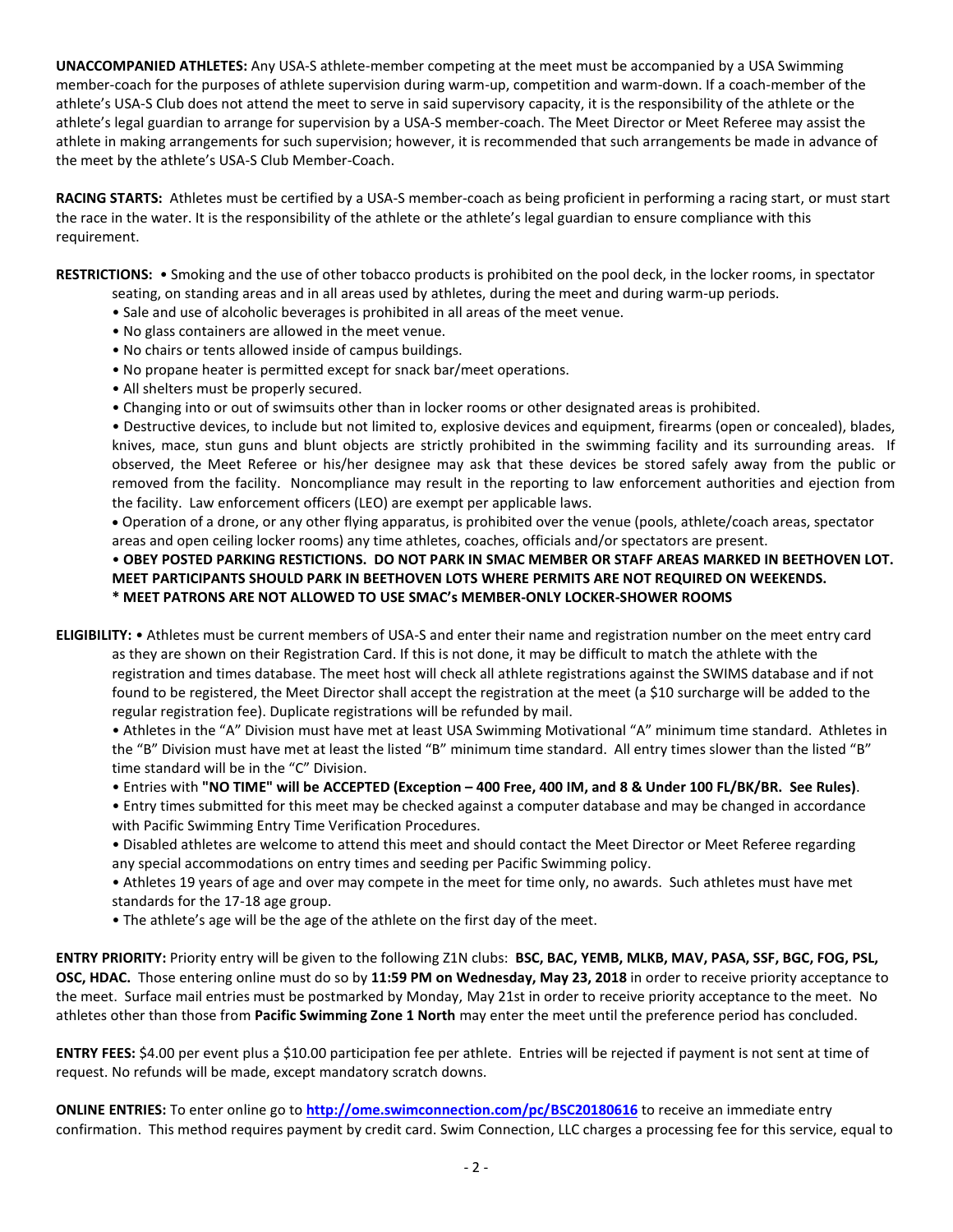**UNACCOMPANIED ATHLETES:** Any USA-S athlete-member competing at the meet must be accompanied by a USA Swimming member-coach for the purposes of athlete supervision during warm-up, competition and warm-down. If a coach-member of the athlete's USA-S Club does not attend the meet to serve in said supervisory capacity, it is the responsibility of the athlete or the athlete's legal guardian to arrange for supervision by a USA-S member-coach. The Meet Director or Meet Referee may assist the athlete in making arrangements for such supervision; however, it is recommended that such arrangements be made in advance of the meet by the athlete's USA-S Club Member-Coach.

**RACING STARTS:** Athletes must be certified by a USA-S member-coach as being proficient in performing a racing start, or must start the race in the water. It is the responsibility of the athlete or the athlete's legal guardian to ensure compliance with this requirement.

**RESTRICTIONS:**
- Smoking and the use of other tobacco products is prohibited on the pool deck, in the locker rooms, in spectator seating, on standing areas and in all areas used by athletes, during the meet and during warm-up periods.
- Sale and use of alcoholic beverages is prohibited in all areas of the meet venue.
- No glass containers are allowed in the meet venue.
- No chairs or tents allowed inside of campus buildings.
- No propane heater is permitted except for snack bar/meet operations.
- All shelters must be properly secured.
- Changing into or out of swimsuits other than in locker rooms or other designated areas is prohibited.
- Destructive devices, to include but not limited to, explosive devices and equipment, firearms (open or concealed), blades, knives, mace, stun guns and blunt objects are strictly prohibited in the swimming facility and its surrounding areas. If observed, the Meet Referee or his/her designee may ask that these devices be stored safely away from the public or removed from the facility. Noncompliance may result in the reporting to law enforcement authorities and ejection from the facility. Law enforcement officers (LEO) are exempt per applicable laws.
- Operation of a drone, or any other flying apparatus, is prohibited over the venue (pools, athlete/coach areas, spectator areas and open ceiling locker rooms) any time athletes, coaches, officials and/or spectators are present.
- **OBEY POSTED PARKING RESTRICTIONS. DO NOT PARK IN SMAC MEMBER OR STAFF AREAS MARKED IN BEETHOVEN LOT. MEET PARTICIPANTS SHOULD PARK IN BEETHOVEN LOTS WHERE PERMITS ARE NOT REQUIRED ON WEEKENDS.**

**\* MEET PATRONS ARE NOT ALLOWED TO USE SMAC's MEMBER-ONLY LOCKER-SHOWER ROOMS**

**ELIGIBILITY:**
- Athletes must be current members of USA-S and enter their name and registration number on the meet entry card as they are shown on their Registration Card. If this is not done, it may be difficult to match the athlete with the registration and times database. The meet host will check all athlete registrations against the SWIMS database and if not found to be registered, the Meet Director shall accept the registration at the meet (a $10 surcharge will be added to the regular registration fee). Duplicate registrations will be refunded by mail.
- Athletes in the "A" Division must have met at least USA Swimming Motivational "A" minimum time standard. Athletes in the "B" Division must have met at least the listed "B" minimum time standard. All entry times slower than the listed "B" time standard will be in the "C" Division.
- Entries with **"NO TIME" will be ACCEPTED (Exception – 400 Free, 400 IM, and 8 & Under 100 FL/BK/BR. See Rules)**.
- Entry times submitted for this meet may be checked against a computer database and may be changed in accordance with Pacific Swimming Entry Time Verification Procedures.
- Disabled athletes are welcome to attend this meet and should contact the Meet Director or Meet Referee regarding any special accommodations on entry times and seeding per Pacific Swimming policy.
- Athletes 19 years of age and over may compete in the meet for time only, no awards. Such athletes must have met standards for the 17-18 age group.
- The athlete's age will be the age of the athlete on the first day of the meet.

**ENTRY PRIORITY:** Priority entry will be given to the following Z1N clubs: **BSC, BAC, YEMB, MLKB, MAV, PASA, SSF, BGC, FOG, PSL, OSC, HDAC.** Those entering online must do so by **11:59 PM on Wednesday, May 23, 2018** in order to receive priority acceptance to the meet. Surface mail entries must be postmarked by Monday, May 21st in order to receive priority acceptance to the meet. No athletes other than those from **Pacific Swimming Zone 1 North** may enter the meet until the preference period has concluded.

**ENTRY FEES:** $4.00 per event plus a $10.00 participation fee per athlete. Entries will be rejected if payment is not sent at time of request. No refunds will be made, except mandatory scratch downs.

**ONLINE ENTRIES:** To enter online go to **http://ome.swimconnection.com/pc/BSC20180616** to receive an immediate entry confirmation. This method requires payment by credit card. Swim Connection, LLC charges a processing fee for this service, equal to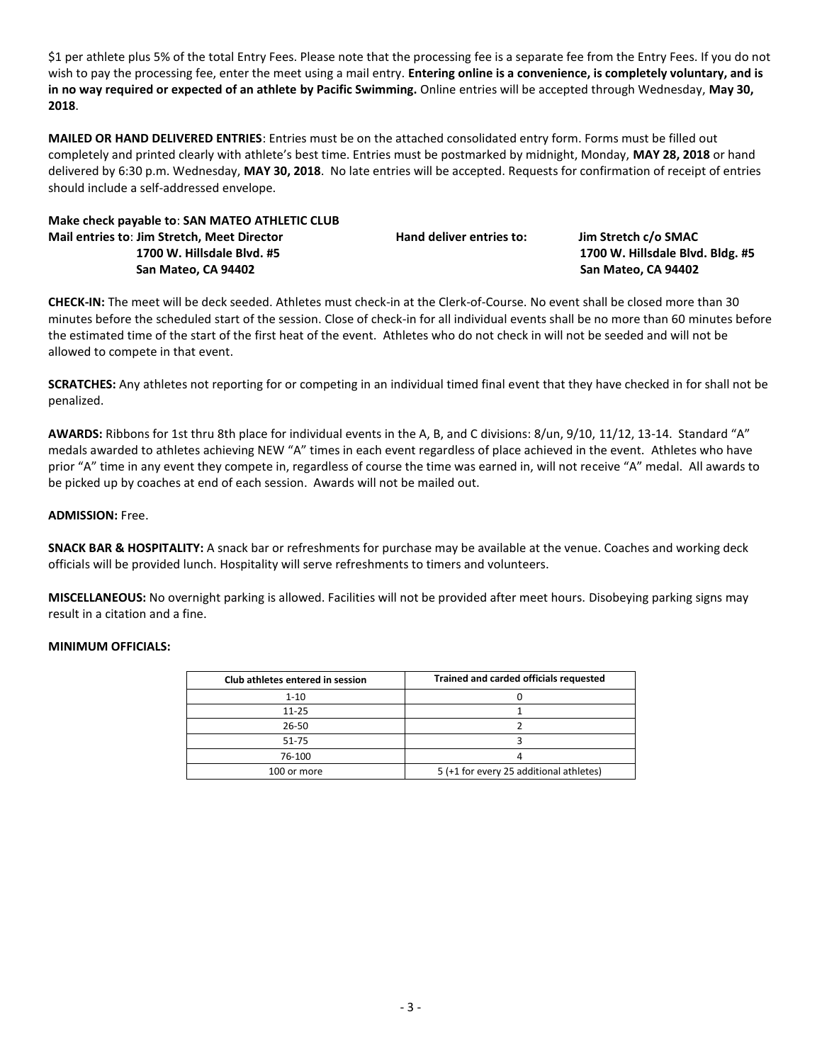$1 per athlete plus 5% of the total Entry Fees. Please note that the processing fee is a separate fee from the Entry Fees. If you do not wish to pay the processing fee, enter the meet using a mail entry. **Entering online is a convenience, is completely voluntary, and is in no way required or expected of an athlete by Pacific Swimming.** Online entries will be accepted through Wednesday, **May 30, 2018**.

**MAILED OR HAND DELIVERED ENTRIES**: Entries must be on the attached consolidated entry form. Forms must be filled out completely and printed clearly with athlete's best time. Entries must be postmarked by midnight, Monday, **MAY 28, 2018** or hand delivered by 6:30 p.m. Wednesday, **MAY 30, 2018**. No late entries will be accepted. Requests for confirmation of receipt of entries should include a self-addressed envelope.

**Make check payable to**: **SAN MATEO ATHLETIC CLUB**

**Mail entries to**: **Jim Stretch, Meet Director**
**1700 W. Hillsdale Blvd. #5**
**San Mateo, CA 94402**

**Hand deliver entries to:**
**Jim Stretch c/o SMAC**
**1700 W. Hillsdale Blvd. Bldg. #5**
**San Mateo, CA 94402**

**CHECK-IN:** The meet will be deck seeded. Athletes must check-in at the Clerk-of-Course. No event shall be closed more than 30 minutes before the scheduled start of the session. Close of check-in for all individual events shall be no more than 60 minutes before the estimated time of the start of the first heat of the event. Athletes who do not check in will not be seeded and will not be allowed to compete in that event.

**SCRATCHES:** Any athletes not reporting for or competing in an individual timed final event that they have checked in for shall not be penalized.

**AWARDS:** Ribbons for 1st thru 8th place for individual events in the A, B, and C divisions: 8/un, 9/10, 11/12, 13-14. Standard "A" medals awarded to athletes achieving NEW "A" times in each event regardless of place achieved in the event. Athletes who have prior "A" time in any event they compete in, regardless of course the time was earned in, will not receive "A" medal. All awards to be picked up by coaches at end of each session. Awards will not be mailed out.

**ADMISSION:** Free.

**SNACK BAR & HOSPITALITY:** A snack bar or refreshments for purchase may be available at the venue. Coaches and working deck officials will be provided lunch. Hospitality will serve refreshments to timers and volunteers.

**MISCELLANEOUS:** No overnight parking is allowed. Facilities will not be provided after meet hours. Disobeying parking signs may result in a citation and a fine.

**MINIMUM OFFICIALS:**

| Club athletes entered in session | Trained and carded officials requested |
|---|---|
| 1-10 | 0 |
| 11-25 | 1 |
| 26-50 | 2 |
| 51-75 | 3 |
| 76-100 | 4 |
| 100 or more | 5 (+1 for every 25 additional athletes) |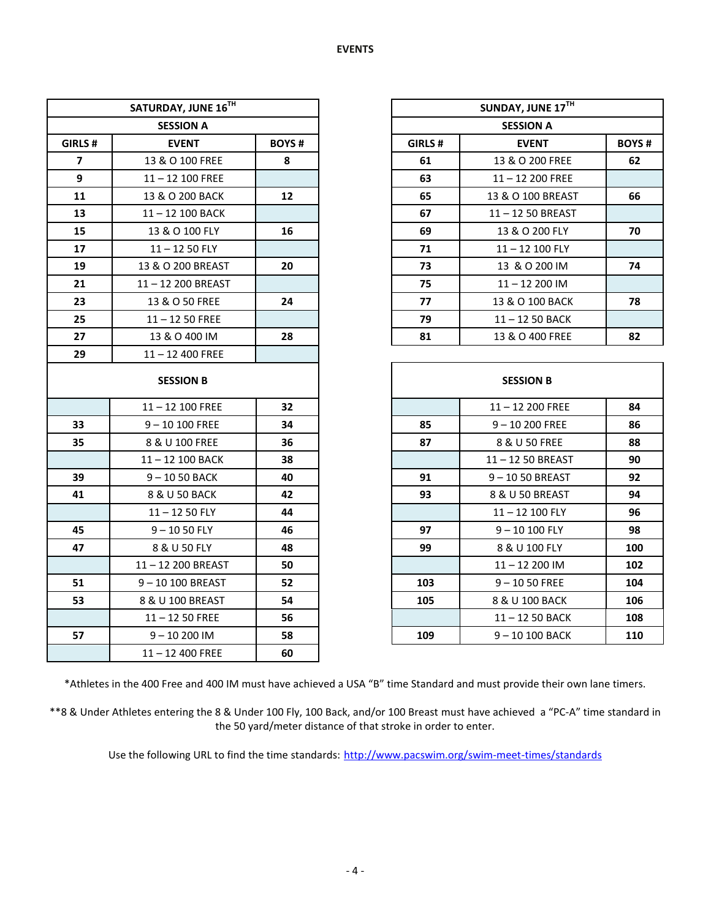**EVENTS**

| SATURDAY, JUNE 16TH | | |
|---|---|---|
| **SESSION A** | | |
| **GIRLS #** | **EVENT** | **BOYS #** |
| **7** | 13 & O 100 FREE | **8** |
| **9** | 11 – 12 100 FREE | |
| **11** | 13 & O 200 BACK | **12** |
| **13** | 11 – 12 100 BACK | |
| **15** | 13 & O 100 FLY | **16** |
| **17** | 11 – 12 50 FLY | |
| **19** | 13 & O 200 BREAST | **20** |
| **21** | 11 – 12 200 BREAST | |
| **23** | 13 & O 50 FREE | **24** |
| **25** | 11 – 12 50 FREE | |
| **27** | 13 & O 400 IM | **28** |
| **29** | 11 – 12 400 FREE | |
| **SESSION B** | | |
| | 11 – 12 100 FREE | **32** |
| **33** | 9 – 10 100 FREE | **34** |
| **35** | 8 & U 100 FREE | **36** |
| | 11 – 12 100 BACK | **38** |
| **39** | 9 – 10 50 BACK | **40** |
| **41** | 8 & U 50 BACK | **42** |
| | 11 – 12 50 FLY | **44** |
| **45** | 9 – 10 50 FLY | **46** |
| **47** | 8 & U 50 FLY | **48** |
| | 11 – 12 200 BREAST | **50** |
| **51** | 9 – 10 100 BREAST | **52** |
| **53** | 8 & U 100 BREAST | **54** |
| | 11 – 12 50 FREE | **56** |
| **57** | 9 – 10 200 IM | **58** |
| | 11 – 12 400 FREE | **60** |

| SUNDAY, JUNE 17TH | | |
|---|---|---|
| **SESSION A** | | |
| **GIRLS #** | **EVENT** | **BOYS #** |
| **61** | 13 & O 200 FREE | **62** |
| **63** | 11 – 12 200 FREE | |
| **65** | 13 & O 100 BREAST | **66** |
| **67** | 11 – 12 50 BREAST | |
| **69** | 13 & O 200 FLY | **70** |
| **71** | 11 – 12 100 FLY | |
| **73** | 13 & O 200 IM | **74** |
| **75** | 11 – 12 200 IM | |
| **77** | 13 & O 100 BACK | **78** |
| **79** | 11 – 12 50 BACK | |
| **81** | 13 & O 400 FREE | **82** |
| **SESSION B** | | |
| | 11 – 12 200 FREE | **84** |
| **85** | 9 – 10 200 FREE | **86** |
| **87** | 8 & U 50 FREE | **88** |
| | 11 – 12 50 BREAST | **90** |
| **91** | 9 – 10 50 BREAST | **92** |
| **93** | 8 & U 50 BREAST | **94** |
| | 11 – 12 100 FLY | **96** |
| **97** | 9 – 10 100 FLY | **98** |
| **99** | 8 & U 100 FLY | **100** |
| | 11 – 12 200 IM | **102** |
| **103** | 9 – 10 50 FREE | **104** |
| **105** | 8 & U 100 BACK | **106** |
| | 11 – 12 50 BACK | **108** |
| **109** | 9 – 10 100 BACK | **110** |

*Athletes in the 400 Free and 400 IM must have achieved a USA "B" time Standard and must provide their own lane timers.

**8 & Under Athletes entering the 8 & Under 100 Fly, 100 Back, and/or 100 Breast must have achieved a "PC-A" time standard in the 50 yard/meter distance of that stroke in order to enter.

Use the following URL to find the time standards: http://www.pacswim.org/swim-meet-times/standards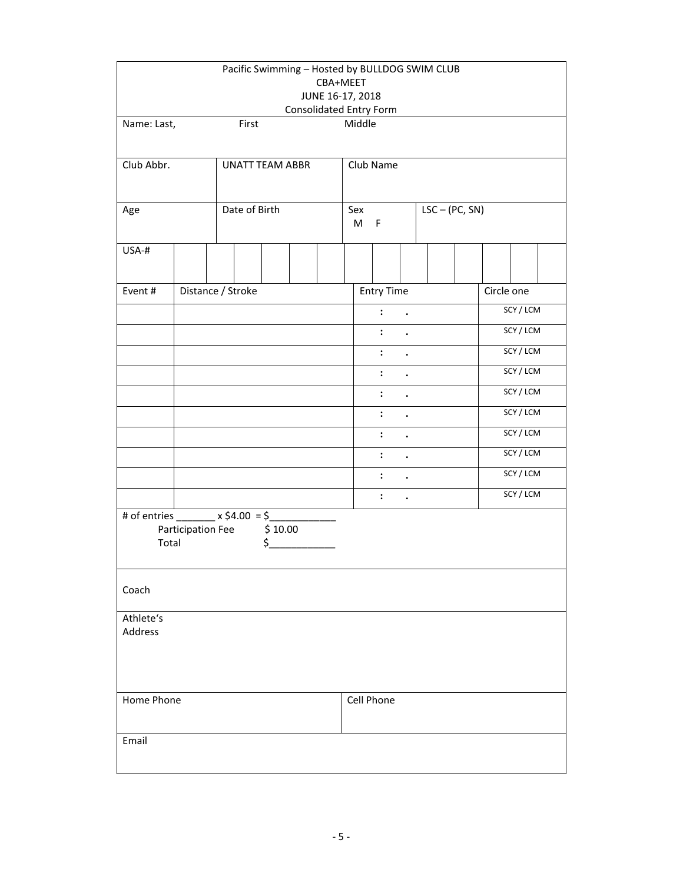Pacific Swimming – Hosted by BULLDOG SWIM CLUB
CBA+MEET
JUNE 16-17, 2018
Consolidated Entry Form

| Name: Last, | First | Middle |
|---|---|---|
| | | |

| Club Abbr. | UNATT TEAM ABBR | Club Name |
|---|---|---|
| | | |

| Age | Date of Birth | Sex M F | LSC – (PC, SN) |
|---|---|---|---|
| | | | |

| USA-# | | | | | | | | | | | | | | |
|---|---|---|---|---|---|---|---|---|---|---|---|---|---|---|

| Event # | Distance / Stroke | Entry Time | Circle one |
|---|---|---|---|
| | | : . | SCY / LCM |
| | | : . | SCY / LCM |
| | | : . | SCY / LCM |
| | | : . | SCY / LCM |
| | | : . | SCY / LCM |
| | | : . | SCY / LCM |
| | | : . | SCY / LCM |
| | | : . | SCY / LCM |
| | | : . | SCY / LCM |
| | | : . | SCY / LCM |

# of entries _______ x $4.00 = $____________
Participation Fee $ 10.00
Total $____________

Coach

Athlete's Address

| Home Phone | Cell Phone |
|---|---|
| | |

Email